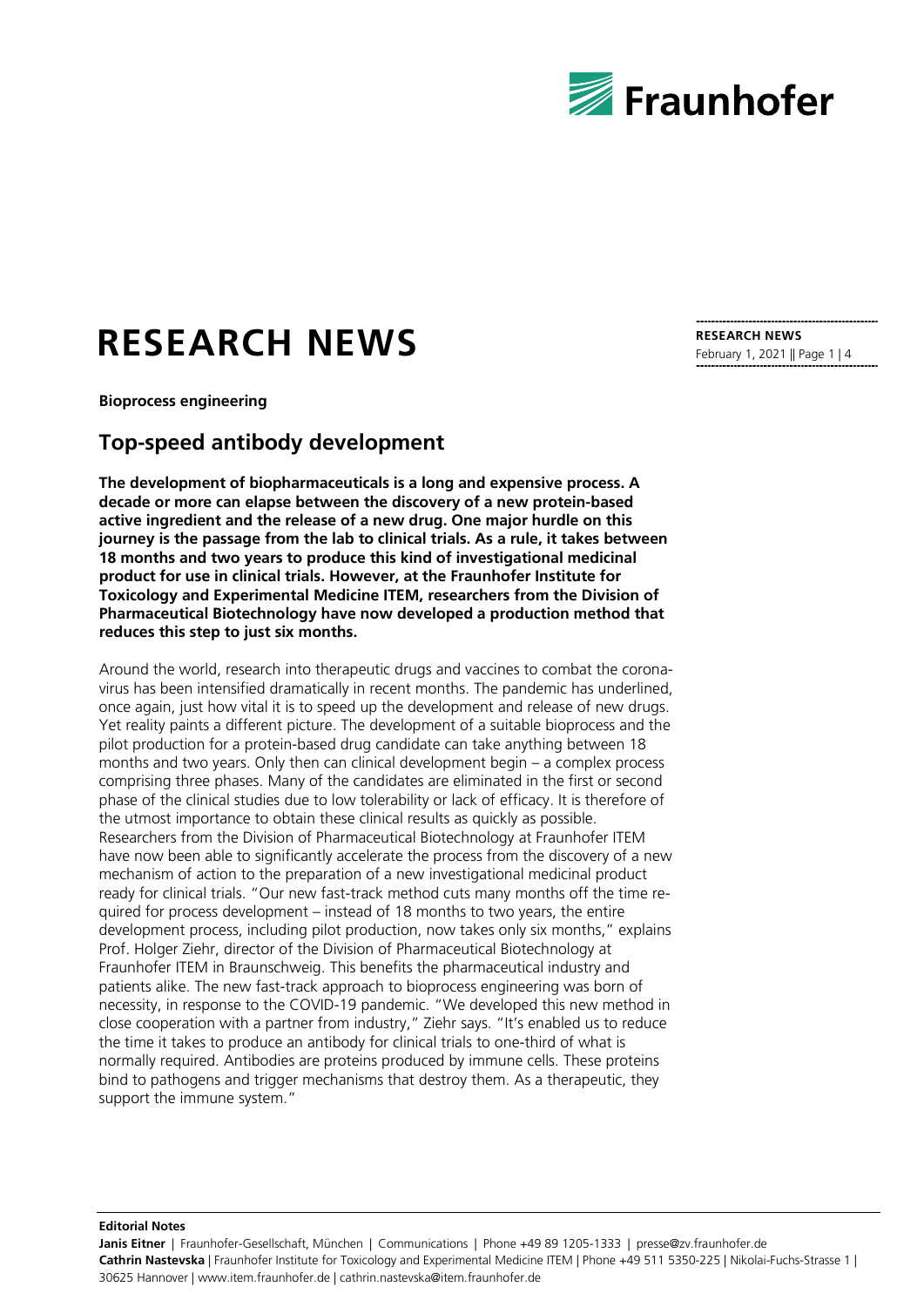# RESEARCH NEWS

**Bioprocess engineering**

## Top-speed antibody development

**The development of biopharmaceuticals is a long and expensive process. A decade or more can elapse between the discovery of a new protein-based active ingredient and the release of a new drug. One major hurdle on this journey is the passage from the lab to clinical trials. As a rule, it takes between 18 months and two years to produce this kind of investigational medicinal product for use in clinical trials. However, at the Fraunhofer Institute for Toxicology and Experimental Medicine ITEM, researchers from the Division of Pharmaceutical Biotechnology have now developed a production method that reduces this step to just six months.**

Around the world, research into therapeutic drugs and vaccines to combat the coronavirus has been intensified dramatically in recent months. The pandemic has underlined, once again, just how vital it is to speed up the development and release of new drugs. Yet reality paints a different picture. The development of a suitable bioprocess and the pilot production for a protein-based drug candidate can take anything between 18 months and two years. Only then can clinical development begin – a complex process comprising three phases. Many of the candidates are eliminated in the first or second phase of the clinical studies due to low tolerability or lack of efficacy. It is therefore of the utmost importance to obtain these clinical results as quickly as possible. Researchers from the Division of Pharmaceutical Biotechnology at Fraunhofer ITEM have now been able to significantly accelerate the process from the discovery of a new mechanism of action to the preparation of a new investigational medicinal product ready for clinical trials. "Our new fast-track method cuts many months off the time required for process development – instead of 18 months to two years, the entire development process, including pilot production, now takes only six months," explains Prof. Holger Ziehr, director of the Division of Pharmaceutical Biotechnology at Fraunhofer ITEM in Braunschweig. This benefits the pharmaceutical industry and patients alike. The new fast-track approach to bioprocess engineering was born of necessity, in response to the COVID-19 pandemic. "We developed this new method in close cooperation with a partner from industry," Ziehr says. "It's enabled us to reduce the time it takes to produce an antibody for clinical trials to one-third of what is normally required. Antibodies are proteins produced by immune cells. These proteins bind to pathogens and trigger mechanisms that destroy them. As a therapeutic, they support the immune system."

**Editorial Notes**

**Janis Eitner** | Fraunhofer-Gesellschaft, München | Communications | Phone +49 89 1205-1333 | presse@zv.fraunhofer.de
**Cathrin Nastevska** | Fraunhofer Institute for Toxicology and Experimental Medicine ITEM | Phone +49 511 5350-225 | Nikolai-Fuchs-Strasse 1 | 30625 Hannover | www.item.fraunhofer.de | cathrin.nastevska@item.fraunhofer.de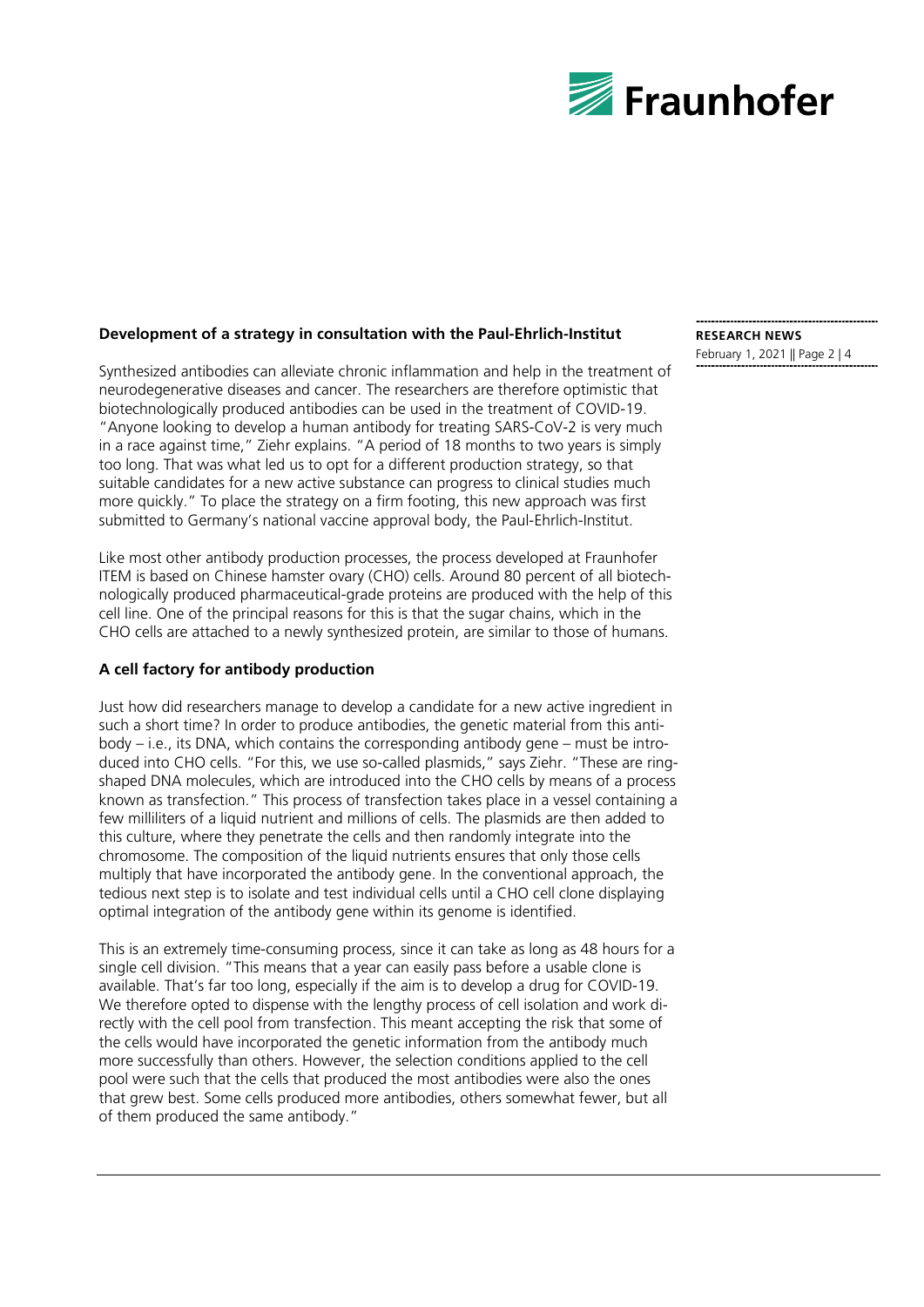## Development of a strategy in consultation with the Paul-Ehrlich-Institut

Synthesized antibodies can alleviate chronic inflammation and help in the treatment of neurodegenerative diseases and cancer. The researchers are therefore optimistic that biotechnologically produced antibodies can be used in the treatment of COVID-19. "Anyone looking to develop a human antibody for treating SARS-CoV-2 is very much in a race against time," Ziehr explains. "A period of 18 months to two years is simply too long. That was what led us to opt for a different production strategy, so that suitable candidates for a new active substance can progress to clinical studies much more quickly." To place the strategy on a firm footing, this new approach was first submitted to Germany's national vaccine approval body, the Paul-Ehrlich-Institut.

Like most other antibody production processes, the process developed at Fraunhofer ITEM is based on Chinese hamster ovary (CHO) cells. Around 80 percent of all biotechnologically produced pharmaceutical-grade proteins are produced with the help of this cell line. One of the principal reasons for this is that the sugar chains, which in the CHO cells are attached to a newly synthesized protein, are similar to those of humans.

## A cell factory for antibody production

Just how did researchers manage to develop a candidate for a new active ingredient in such a short time? In order to produce antibodies, the genetic material from this antibody – i.e., its DNA, which contains the corresponding antibody gene – must be introduced into CHO cells. "For this, we use so-called plasmids," says Ziehr. "These are ring-shaped DNA molecules, which are introduced into the CHO cells by means of a process known as transfection." This process of transfection takes place in a vessel containing a few milliliters of a liquid nutrient and millions of cells. The plasmids are then added to this culture, where they penetrate the cells and then randomly integrate into the chromosome. The composition of the liquid nutrients ensures that only those cells multiply that have incorporated the antibody gene. In the conventional approach, the tedious next step is to isolate and test individual cells until a CHO cell clone displaying optimal integration of the antibody gene within its genome is identified.

This is an extremely time-consuming process, since it can take as long as 48 hours for a single cell division. "This means that a year can easily pass before a usable clone is available. That's far too long, especially if the aim is to develop a drug for COVID-19. We therefore opted to dispense with the lengthy process of cell isolation and work directly with the cell pool from transfection. This meant accepting the risk that some of the cells would have incorporated the genetic information from the antibody much more successfully than others. However, the selection conditions applied to the cell pool were such that the cells that produced the most antibodies were also the ones that grew best. Some cells produced more antibodies, others somewhat fewer, but all of them produced the same antibody."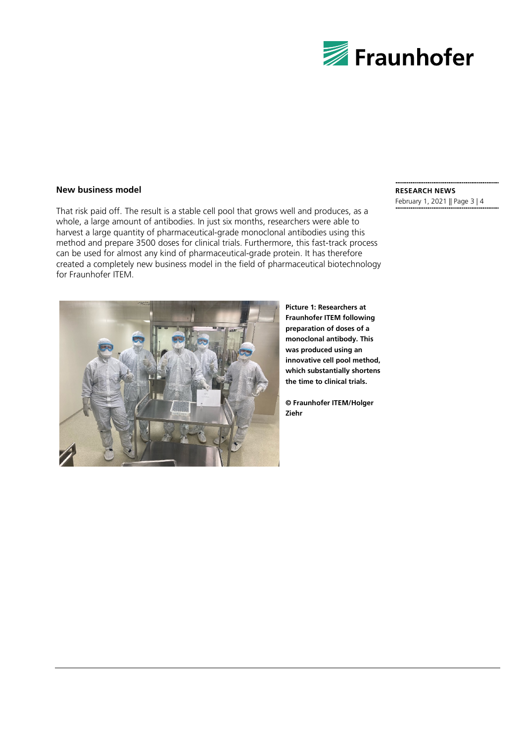## New business model

That risk paid off. The result is a stable cell pool that grows well and produces, as a whole, a large amount of antibodies. In just six months, researchers were able to harvest a large quantity of pharmaceutical-grade monoclonal antibodies using this method and prepare 3500 doses for clinical trials. Furthermore, this fast-track process can be used for almost any kind of pharmaceutical-grade protein. It has therefore created a completely new business model in the field of pharmaceutical biotechnology for Fraunhofer ITEM.

**Picture 1: Researchers at Fraunhofer ITEM following preparation of doses of a monoclonal antibody. This was produced using an innovative cell pool method, which substantially shortens the time to clinical trials.**

**© Fraunhofer ITEM/Holger Ziehr**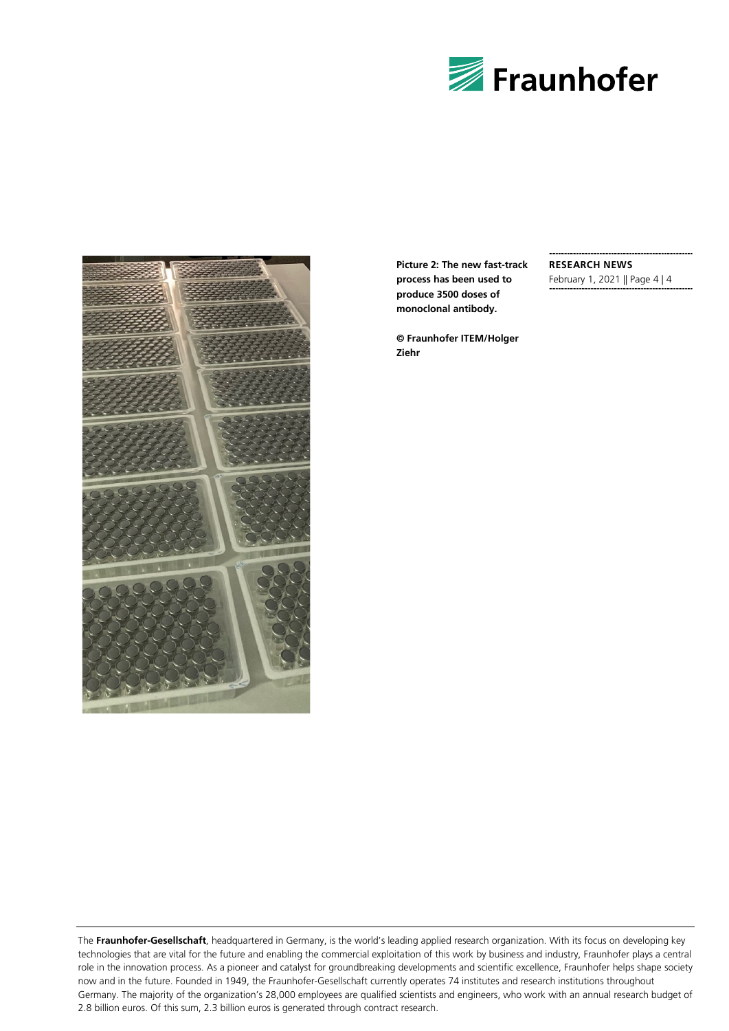**Picture 2: The new fast-track process has been used to produce 3500 doses of monoclonal antibody.**

**© Fraunhofer ITEM/Holger Ziehr**

**RESEARCH NEWS**
February 1, 2021 || Page 4 | 4

The **Fraunhofer-Gesellschaft**, headquartered in Germany, is the world's leading applied research organization. With its focus on developing key technologies that are vital for the future and enabling the commercial exploitation of this work by business and industry, Fraunhofer plays a central role in the innovation process. As a pioneer and catalyst for groundbreaking developments and scientific excellence, Fraunhofer helps shape society now and in the future. Founded in 1949, the Fraunhofer-Gesellschaft currently operates 74 institutes and research institutions throughout Germany. The majority of the organization's 28,000 employees are qualified scientists and engineers, who work with an annual research budget of 2.8 billion euros. Of this sum, 2.3 billion euros is generated through contract research.